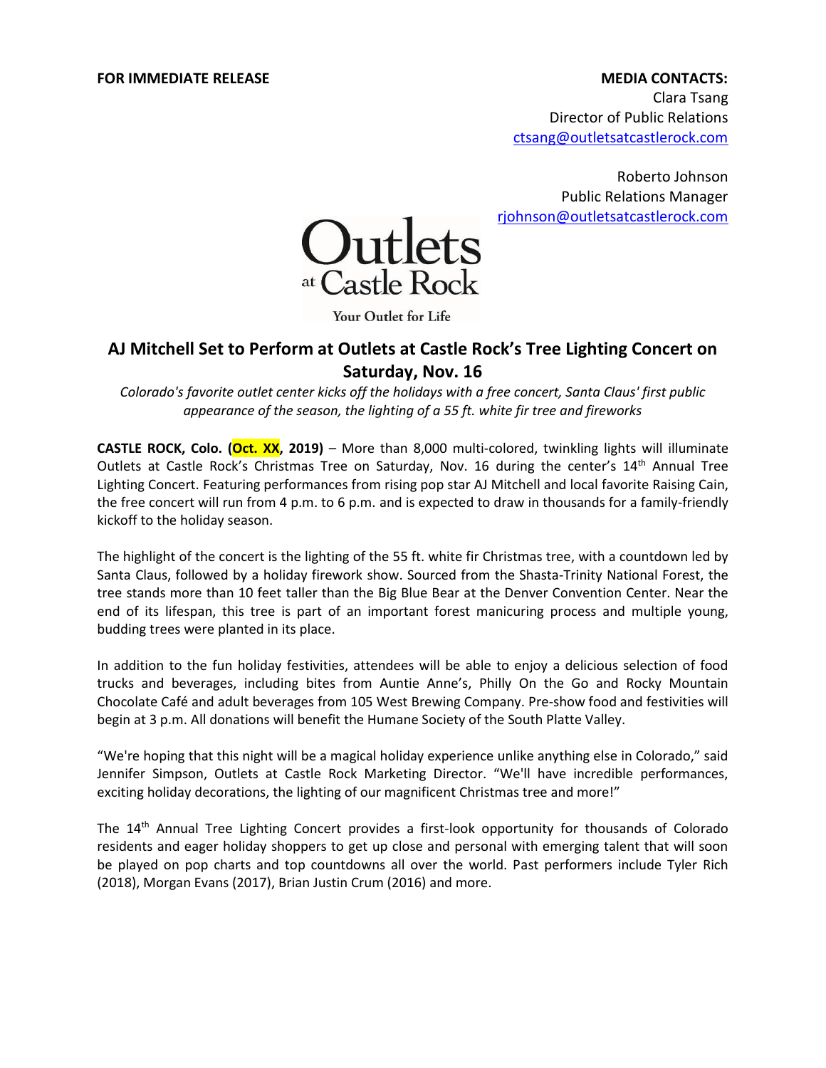**FOR IMMEDIATE RELEASE**

**MEDIA CONTACTS:**
Clara Tsang
Director of Public Relations
ctsang@outletsatcastlerock.com

Roberto Johnson
Public Relations Manager
rjohnson@outletsatcastlerock.com

Outlets at Castle Rock
Your Outlet for Life

## AJ Mitchell Set to Perform at Outlets at Castle Rock's Tree Lighting Concert on Saturday, Nov. 16

*Colorado's favorite outlet center kicks off the holidays with a free concert, Santa Claus' first public appearance of the season, the lighting of a 55 ft. white fir tree and fireworks*

**CASTLE ROCK, Colo. (Oct. XX, 2019)** – More than 8,000 multi-colored, twinkling lights will illuminate Outlets at Castle Rock's Christmas Tree on Saturday, Nov. 16 during the center's 14th Annual Tree Lighting Concert. Featuring performances from rising pop star AJ Mitchell and local favorite Raising Cain, the free concert will run from 4 p.m. to 6 p.m. and is expected to draw in thousands for a family-friendly kickoff to the holiday season.

The highlight of the concert is the lighting of the 55 ft. white fir Christmas tree, with a countdown led by Santa Claus, followed by a holiday firework show. Sourced from the Shasta-Trinity National Forest, the tree stands more than 10 feet taller than the Big Blue Bear at the Denver Convention Center. Near the end of its lifespan, this tree is part of an important forest manicuring process and multiple young, budding trees were planted in its place.

In addition to the fun holiday festivities, attendees will be able to enjoy a delicious selection of food trucks and beverages, including bites from Auntie Anne's, Philly On the Go and Rocky Mountain Chocolate Café and adult beverages from 105 West Brewing Company. Pre-show food and festivities will begin at 3 p.m. All donations will benefit the Humane Society of the South Platte Valley.

"We're hoping that this night will be a magical holiday experience unlike anything else in Colorado," said Jennifer Simpson, Outlets at Castle Rock Marketing Director. "We'll have incredible performances, exciting holiday decorations, the lighting of our magnificent Christmas tree and more!"

The 14th Annual Tree Lighting Concert provides a first-look opportunity for thousands of Colorado residents and eager holiday shoppers to get up close and personal with emerging talent that will soon be played on pop charts and top countdowns all over the world. Past performers include Tyler Rich (2018), Morgan Evans (2017), Brian Justin Crum (2016) and more.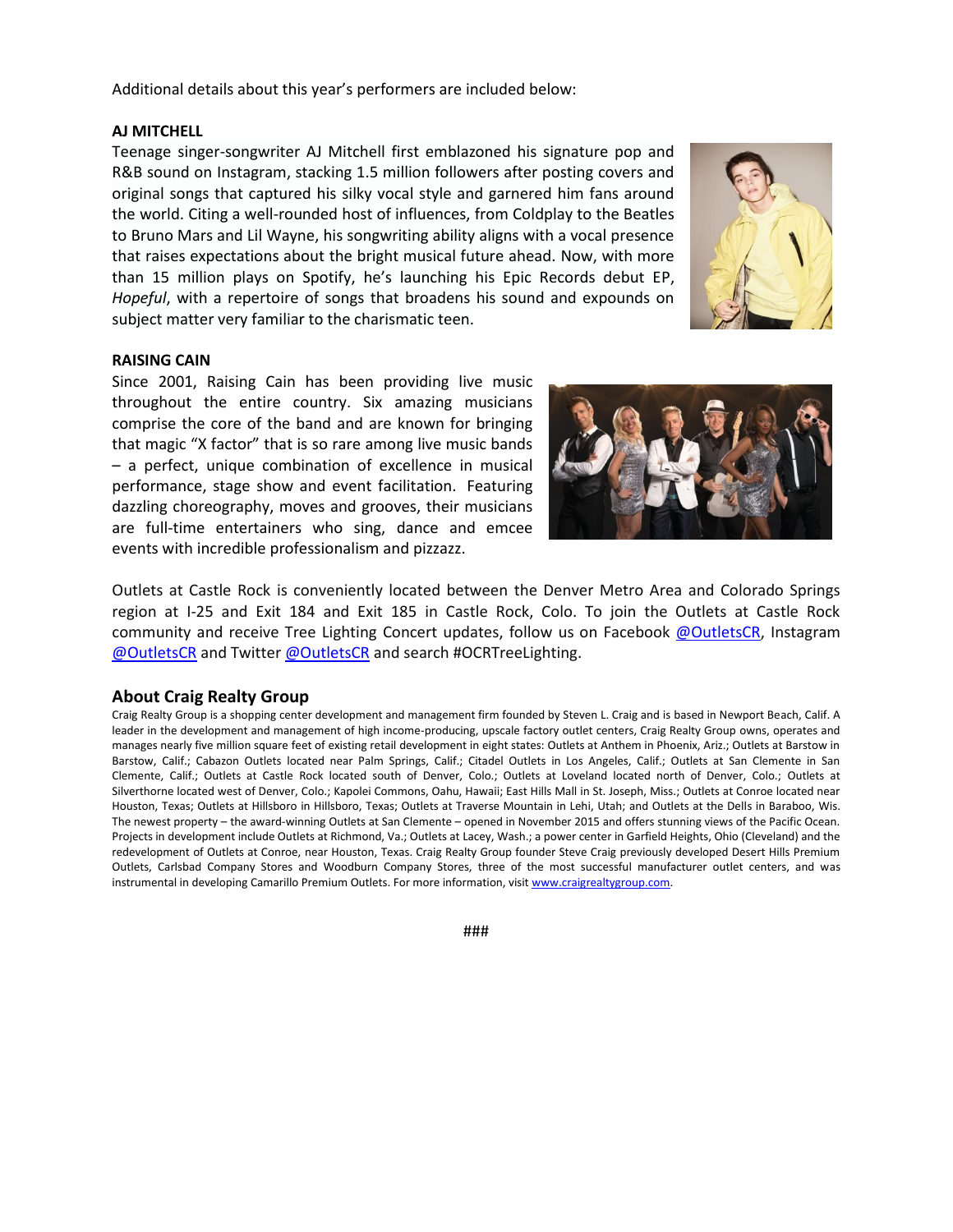Additional details about this year's performers are included below:

**AJ MITCHELL**

Teenage singer-songwriter AJ Mitchell first emblazoned his signature pop and R&B sound on Instagram, stacking 1.5 million followers after posting covers and original songs that captured his silky vocal style and garnered him fans around the world. Citing a well-rounded host of influences, from Coldplay to the Beatles to Bruno Mars and Lil Wayne, his songwriting ability aligns with a vocal presence that raises expectations about the bright musical future ahead. Now, with more than 15 million plays on Spotify, he's launching his Epic Records debut EP, *Hopeful*, with a repertoire of songs that broadens his sound and expounds on subject matter very familiar to the charismatic teen.

**RAISING CAIN**

Since 2001, Raising Cain has been providing live music throughout the entire country. Six amazing musicians comprise the core of the band and are known for bringing that magic "X factor" that is so rare among live music bands – a perfect, unique combination of excellence in musical performance, stage show and event facilitation. Featuring dazzling choreography, moves and grooves, their musicians are full-time entertainers who sing, dance and emcee events with incredible professionalism and pizzazz.

Outlets at Castle Rock is conveniently located between the Denver Metro Area and Colorado Springs region at I-25 and Exit 184 and Exit 185 in Castle Rock, Colo. To join the Outlets at Castle Rock community and receive Tree Lighting Concert updates, follow us on Facebook @OutletsCR, Instagram @OutletsCR and Twitter @OutletsCR and search #OCRTreeLighting.

## About Craig Realty Group

Craig Realty Group is a shopping center development and management firm founded by Steven L. Craig and is based in Newport Beach, Calif. A leader in the development and management of high income-producing, upscale factory outlet centers, Craig Realty Group owns, operates and manages nearly five million square feet of existing retail development in eight states: Outlets at Anthem in Phoenix, Ariz.; Outlets at Barstow in Barstow, Calif.; Cabazon Outlets located near Palm Springs, Calif.; Citadel Outlets in Los Angeles, Calif.; Outlets at San Clemente in San Clemente, Calif.; Outlets at Castle Rock located south of Denver, Colo.; Outlets at Loveland located north of Denver, Colo.; Outlets at Silverthorne located west of Denver, Colo.; Kapolei Commons, Oahu, Hawaii; East Hills Mall in St. Joseph, Miss.; Outlets at Conroe located near Houston, Texas; Outlets at Hillsboro in Hillsboro, Texas; Outlets at Traverse Mountain in Lehi, Utah; and Outlets at the Dells in Baraboo, Wis. The newest property – the award-winning Outlets at San Clemente – opened in November 2015 and offers stunning views of the Pacific Ocean. Projects in development include Outlets at Richmond, Va.; Outlets at Lacey, Wash.; a power center in Garfield Heights, Ohio (Cleveland) and the redevelopment of Outlets at Conroe, near Houston, Texas. Craig Realty Group founder Steve Craig previously developed Desert Hills Premium Outlets, Carlsbad Company Stores and Woodburn Company Stores, three of the most successful manufacturer outlet centers, and was instrumental in developing Camarillo Premium Outlets. For more information, visit www.craigrealtygroup.com.

###